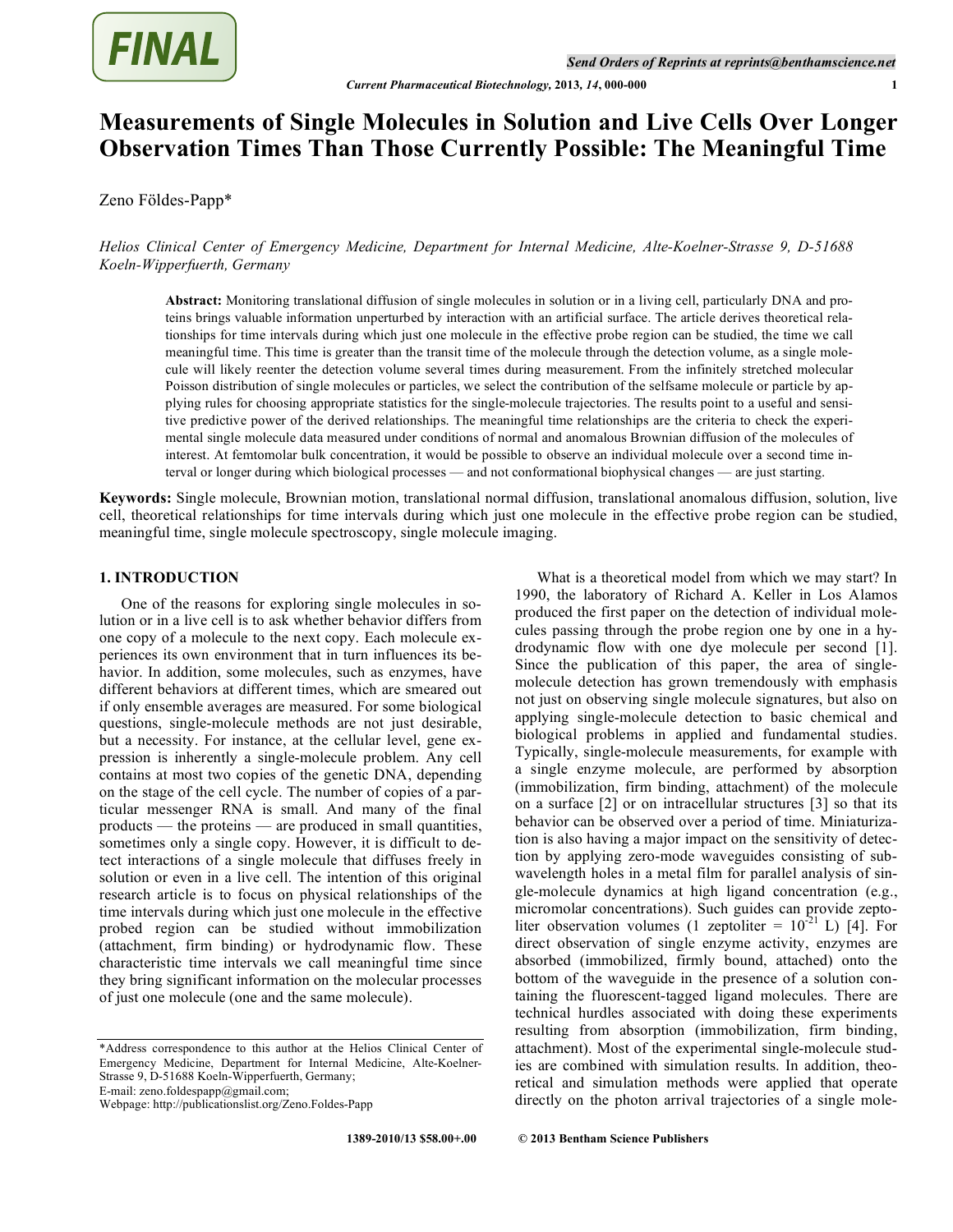# Measurements of Single Molecules in Solution and Live Cells Over Longer Observation Times Than Those Currently Possible: The Meaningful Time

Zeno Földes-Papp*

*Helios Clinical Center of Emergency Medicine, Department for Internal Medicine, Alte-Koelner-Strasse 9, D-51688 Koeln-Wipperfuerth, Germany*

**Abstract:** Monitoring translational diffusion of single molecules in solution or in a living cell, particularly DNA and proteins brings valuable information unperturbed by interaction with an artificial surface. The article derives theoretical relationships for time intervals during which just one molecule in the effective probe region can be studied, the time we call meaningful time. This time is greater than the transit time of the molecule through the detection volume, as a single molecule will likely reenter the detection volume several times during measurement. From the infinitely stretched molecular Poisson distribution of single molecules or particles, we select the contribution of the selfsame molecule or particle by applying rules for choosing appropriate statistics for the single-molecule trajectories. The results point to a useful and sensitive predictive power of the derived relationships. The meaningful time relationships are the criteria to check the experimental single molecule data measured under conditions of normal and anomalous Brownian diffusion of the molecules of interest. At femtomolar bulk concentration, it would be possible to observe an individual molecule over a second time interval or longer during which biological processes — and not conformational biophysical changes — are just starting.

**Keywords:** Single molecule, Brownian motion, translational normal diffusion, translational anomalous diffusion, solution, live cell, theoretical relationships for time intervals during which just one molecule in the effective probe region can be studied, meaningful time, single molecule spectroscopy, single molecule imaging.

## 1. INTRODUCTION

One of the reasons for exploring single molecules in solution or in a live cell is to ask whether behavior differs from one copy of a molecule to the next copy. Each molecule experiences its own environment that in turn influences its behavior. In addition, some molecules, such as enzymes, have different behaviors at different times, which are smeared out if only ensemble averages are measured. For some biological questions, single-molecule methods are not just desirable, but a necessity. For instance, at the cellular level, gene expression is inherently a single-molecule problem. Any cell contains at most two copies of the genetic DNA, depending on the stage of the cell cycle. The number of copies of a particular messenger RNA is small. And many of the final products — the proteins — are produced in small quantities, sometimes only a single copy. However, it is difficult to detect interactions of a single molecule that diffuses freely in solution or even in a live cell. The intention of this original research article is to focus on physical relationships of the time intervals during which just one molecule in the effective probed region can be studied without immobilization (attachment, firm binding) or hydrodynamic flow. These characteristic time intervals we call meaningful time since they bring significant information on the molecular processes of just one molecule (one and the same molecule).

What is a theoretical model from which we may start? In 1990, the laboratory of Richard A. Keller in Los Alamos produced the first paper on the detection of individual molecules passing through the probe region one by one in a hydrodynamic flow with one dye molecule per second [1]. Since the publication of this paper, the area of single-molecule detection has grown tremendously with emphasis not just on observing single molecule signatures, but also on applying single-molecule detection to basic chemical and biological problems in applied and fundamental studies. Typically, single-molecule measurements, for example with a single enzyme molecule, are performed by absorption (immobilization, firm binding, attachment) of the molecule on a surface [2] or on intracellular structures [3] so that its behavior can be observed over a period of time. Miniaturization is also having a major impact on the sensitivity of detection by applying zero-mode waveguides consisting of subwavelength holes in a metal film for parallel analysis of single-molecule dynamics at high ligand concentration (e.g., micromolar concentrations). Such guides can provide zeptoliter observation volumes (1 zeptoliter = $10^{-21}$ L) [4]. For direct observation of single enzyme activity, enzymes are absorbed (immobilized, firmly bound, attached) onto the bottom of the waveguide in the presence of a solution containing the fluorescent-tagged ligand molecules. There are technical hurdles associated with doing these experiments resulting from absorption (immobilization, firm binding, attachment). Most of the experimental single-molecule studies are combined with simulation results. In addition, theoretical and simulation methods were applied that operate directly on the photon arrival trajectories of a single mole-

*Address correspondence to this author at the Helios Clinical Center of Emergency Medicine, Department for Internal Medicine, Alte-Koelner-Strasse 9, D-51688 Koeln-Wipperfuerth, Germany;
E-mail: zeno.foldespapp@gmail.com;
Webpage: http://publicationslist.org/Zeno.Foldes-Papp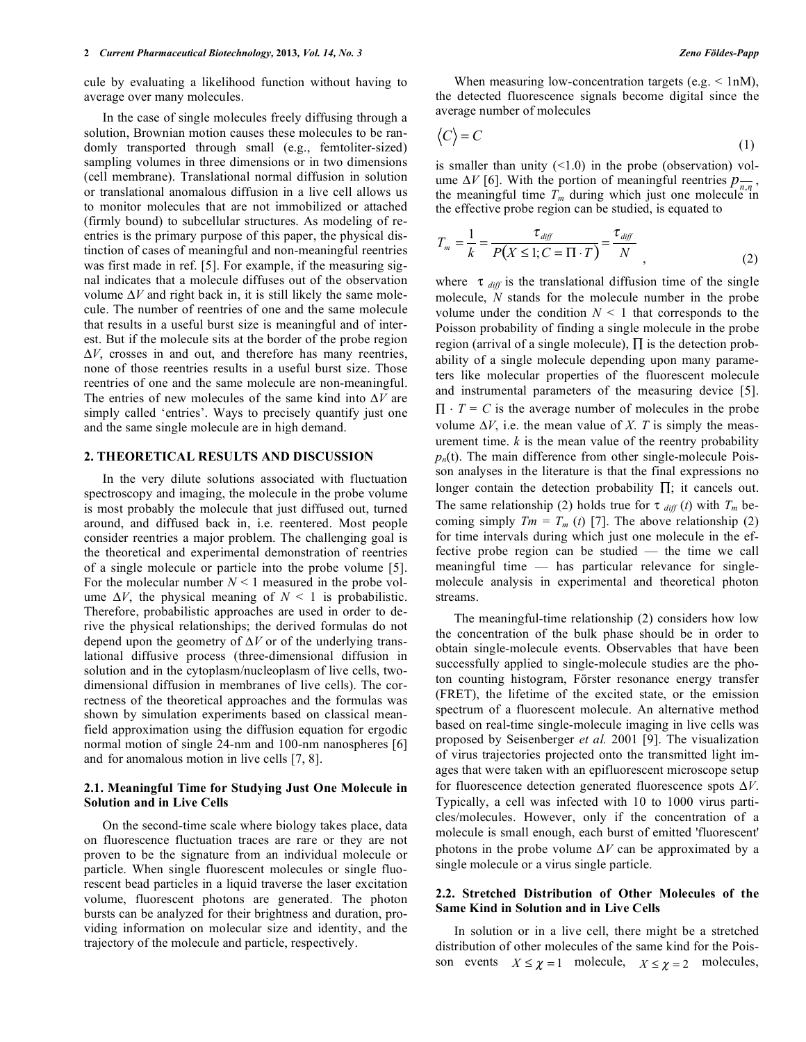cule by evaluating a likelihood function without having to average over many molecules.

In the case of single molecules freely diffusing through a solution, Brownian motion causes these molecules to be randomly transported through small (e.g., femtoliter-sized) sampling volumes in three dimensions or in two dimensions (cell membrane). Translational normal diffusion in solution or translational anomalous diffusion in a live cell allows us to monitor molecules that are not immobilized or attached (firmly bound) to subcellular structures. As modeling of reentries is the primary purpose of this paper, the physical distinction of cases of meaningful and non-meaningful reentries was first made in ref. [5]. For example, if the measuring signal indicates that a molecule diffuses out of the observation volume $\Delta V$ and right back in, it is still likely the same molecule. The number of reentries of one and the same molecule that results in a useful burst size is meaningful and of interest. But if the molecule sits at the border of the probe region $\Delta V$, crosses in and out, and therefore has many reentries, none of those reentries results in a useful burst size. Those reentries of one and the same molecule are non-meaningful. The entries of new molecules of the same kind into $\Delta V$ are simply called 'entries'. Ways to precisely quantify just one and the same single molecule are in high demand.

## 2. THEORETICAL RESULTS AND DISCUSSION

In the very dilute solutions associated with fluctuation spectroscopy and imaging, the molecule in the probe volume is most probably the molecule that just diffused out, turned around, and diffused back in, i.e. reentered. Most people consider reentries a major problem. The challenging goal is the theoretical and experimental demonstration of reentries of a single molecule or particle into the probe volume [5]. For the molecular number $N < 1$ measured in the probe volume $\Delta V$, the physical meaning of $N < 1$ is probabilistic. Therefore, probabilistic approaches are used in order to derive the physical relationships; the derived formulas do not depend upon the geometry of $\Delta V$ or of the underlying translational diffusive process (three-dimensional diffusion in solution and in the cytoplasm/nucleoplasm of live cells, two-dimensional diffusion in membranes of live cells). The correctness of the theoretical approaches and the formulas was shown by simulation experiments based on classical mean-field approximation using the diffusion equation for ergodic normal motion of single 24-nm and 100-nm nanospheres [6] and for anomalous motion in live cells [7, 8].

### 2.1. Meaningful Time for Studying Just One Molecule in Solution and in Live Cells

On the second-time scale where biology takes place, data on fluorescence fluctuation traces are rare or they are not proven to be the signature from an individual molecule or particle. When single fluorescent molecules or single fluorescent bead particles in a liquid traverse the laser excitation volume, fluorescent photons are generated. The photon bursts can be analyzed for their brightness and duration, providing information on molecular size and identity, and the trajectory of the molecule and particle, respectively.

When measuring low-concentration targets (e.g. < 1nM), the detected fluorescence signals become digital since the average number of molecules

$$\langle C \rangle = C \tag{1}$$

is smaller than unity (<1.0) in the probe (observation) volume $\Delta V$ [6]. With the portion of meaningful reentries $p_{\overline{n,\eta}}$, the meaningful time $T_m$ during which just one molecule in the effective probe region can be studied, is equated to

$$T_m = \frac{1}{k} = \frac{\tau_{diff}}{P(X \leq 1; C = \Pi \cdot T)} = \frac{\tau_{diff}}{N}, \tag{2}$$

where $\tau_{diff}$ is the translational diffusion time of the single molecule, $N$ stands for the molecule number in the probe volume under the condition $N < 1$ that corresponds to the Poisson probability of finding a single molecule in the probe region (arrival of a single molecule), $\Pi$ is the detection probability of a single molecule depending upon many parameters like molecular properties of the fluorescent molecule and instrumental parameters of the measuring device [5]. $\Pi \cdot T = C$ is the average number of molecules in the probe volume $\Delta V$, i.e. the mean value of $X$. $T$ is simply the measurement time. $k$ is the mean value of the reentry probability $p_n(t)$. The main difference from other single-molecule Poisson analyses in the literature is that the final expressions no longer contain the detection probability $\Pi$; it cancels out. The same relationship (2) holds true for $\tau_{diff}(t)$ with $T_m$ becoming simply $Tm = T_m(t)$ [7]. The above relationship (2) for time intervals during which just one molecule in the effective probe region can be studied — the time we call meaningful time — has particular relevance for single-molecule analysis in experimental and theoretical photon streams.

The meaningful-time relationship (2) considers how low the concentration of the bulk phase should be in order to obtain single-molecule events. Observables that have been successfully applied to single-molecule studies are the photon counting histogram, Förster resonance energy transfer (FRET), the lifetime of the excited state, or the emission spectrum of a fluorescent molecule. An alternative method based on real-time single-molecule imaging in live cells was proposed by Seisenberger *et al.* 2001 [9]. The visualization of virus trajectories projected onto the transmitted light images that were taken with an epifluorescent microscope setup for fluorescence detection generated fluorescence spots $\Delta V$. Typically, a cell was infected with 10 to 1000 virus particles/molecules. However, only if the concentration of a molecule is small enough, each burst of emitted 'fluorescent' photons in the probe volume $\Delta V$ can be approximated by a single molecule or a virus single particle.

### 2.2. Stretched Distribution of Other Molecules of the Same Kind in Solution and in Live Cells

In solution or in a live cell, there might be a stretched distribution of other molecules of the same kind for the Poisson events $X \leq \chi = 1$ molecule, $X \leq \chi = 2$ molecules,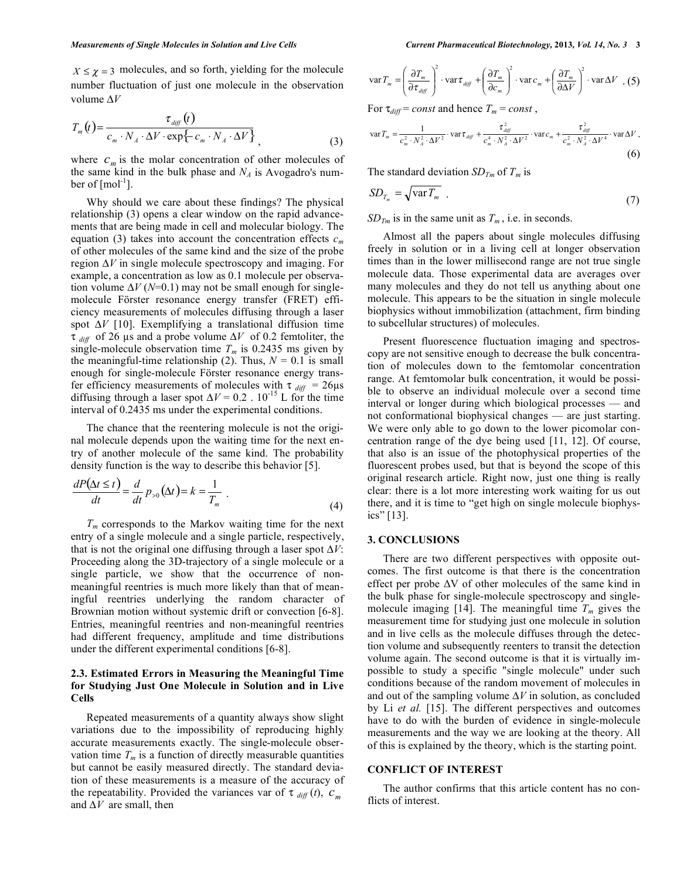$X \leq \chi = 3$ molecules, and so forth, yielding for the molecule number fluctuation of just one molecule in the observation volume $\Delta V$

$$T_m(t) = \frac{\tau_{diff}(t)}{c_m \cdot N_A \cdot \Delta V \cdot \exp\{-c_m \cdot N_A \cdot \Delta V\}}\,, \tag{3}$$

where $c_m$ is the molar concentration of other molecules of the same kind in the bulk phase and $N_A$ is Avogadro's number of [mol$^{-1}$].

Why should we care about these findings? The physical relationship (3) opens a clear window on the rapid advancements that are being made in cell and molecular biology. The equation (3) takes into account the concentration effects $c_m$ of other molecules of the same kind and the size of the probe region $\Delta V$ in single molecule spectroscopy and imaging. For example, a concentration as low as 0.1 molecule per observation volume $\Delta V$ ($N$=0.1) may not be small enough for single-molecule Förster resonance energy transfer (FRET) efficiency measurements of molecules diffusing through a laser spot $\Delta V$ [10]. Exemplifying a translational diffusion time $\tau_{diff}$ of 26 µs and a probe volume $\Delta V$ of 0.2 femtoliter, the single-molecule observation time $T_m$ is 0.2435 ms given by the meaningful-time relationship (2). Thus, $N$ = 0.1 is small enough for single-molecule Förster resonance energy transfer efficiency measurements of molecules with $\tau_{diff}$ = 26µs diffusing through a laser spot $\Delta V = 0.2 \cdot 10^{-15}$ L for the time interval of 0.2435 ms under the experimental conditions.

The chance that the reentering molecule is not the original molecule depends upon the waiting time for the next entry of another molecule of the same kind. The probability density function is the way to describe this behavior [5].

$$\frac{dP(\Delta t \leq t)}{dt} = \frac{d}{dt}\, p_{>0}(\Delta t) = k = \frac{1}{T_m}\,. \tag{4}$$

$T_m$ corresponds to the Markov waiting time for the next entry of a single molecule and a single particle, respectively, that is not the original one diffusing through a laser spot $\Delta V$: Proceeding along the 3D-trajectory of a single molecule or a single particle, we show that the occurrence of non-meaningful reentries is much more likely than that of meaningful reentries underlying the random character of Brownian motion without systemic drift or convection [6-8]. Entries, meaningful reentries and non-meaningful reentries had different frequency, amplitude and time distributions under the different experimental conditions [6-8].

### 2.3. Estimated Errors in Measuring the Meaningful Time for Studying Just One Molecule in Solution and in Live Cells

Repeated measurements of a quantity always show slight variations due to the impossibility of reproducing highly accurate measurements exactly. The single-molecule observation time $T_m$ is a function of directly measurable quantities but cannot be easily measured directly. The standard deviation of these measurements is a measure of the accuracy of the repeatability. Provided the variances var of $\tau_{diff}(t)$, $c_m$ and $\Delta V$ are small, then

$$\operatorname{var} T_m = \left(\frac{\partial T_m}{\partial \tau_{diff}}\right)^2 \cdot \operatorname{var} \tau_{diff} + \left(\frac{\partial T_m}{\partial c_m}\right)^2 \cdot \operatorname{var} c_m + \left(\frac{\partial T_m}{\partial \Delta V}\right)^2 \cdot \operatorname{var} \Delta V\,. \tag{5}$$

For $\tau_{diff} = const$ and hence $T_m = const$,

$$\operatorname{var} T_m = \frac{1}{c_m^2 \cdot N_A^2 \cdot \Delta V^2} \cdot \operatorname{var} \tau_{diff} + \frac{\tau_{diff}^2}{c_m^4 \cdot N_A^2 \cdot \Delta V^2} \cdot \operatorname{var} c_m + \frac{\tau_{diff}^2}{c_m^2 \cdot N_A^2 \cdot \Delta V^4} \cdot \operatorname{var} \Delta V\,. \tag{6}$$

The standard deviation $SD_{Tm}$ of $T_m$ is

$$SD_{T_m} = \sqrt{\operatorname{var} T_m}\,. \tag{7}$$

$SD_{Tm}$ is in the same unit as $T_m$, i.e. in seconds.

Almost all the papers about single molecules diffusing freely in solution or in a living cell at longer observation times than in the lower millisecond range are not true single molecule data. Those experimental data are averages over many molecules and they do not tell us anything about one molecule. This appears to be the situation in single molecule biophysics without immobilization (attachment, firm binding to subcellular structures) of molecules.

Present fluorescence fluctuation imaging and spectroscopy are not sensitive enough to decrease the bulk concentration of molecules down to the femtomolar concentration range. At femtomolar bulk concentration, it would be possible to observe an individual molecule over a second time interval or longer during which biological processes — and not conformational biophysical changes — are just starting. We were only able to go down to the lower picomolar concentration range of the dye being used [11, 12]. Of course, that also is an issue of the photophysical properties of the fluorescent probes used, but that is beyond the scope of this original research article. Right now, just one thing is really clear: there is a lot more interesting work waiting for us out there, and it is time to "get high on single molecule biophysics" [13].

## 3. CONCLUSIONS

There are two different perspectives with opposite outcomes. The first outcome is that there is the concentration effect per probe ΔV of other molecules of the same kind in the bulk phase for single-molecule spectroscopy and single-molecule imaging [14]. The meaningful time $T_m$ gives the measurement time for studying just one molecule in solution and in live cells as the molecule diffuses through the detection volume and subsequently reenters to transit the detection volume again. The second outcome is that it is virtually impossible to study a specific "single molecule" under such conditions because of the random movement of molecules in and out of the sampling volume $\Delta V$ in solution, as concluded by Li *et al.* [15]. The different perspectives and outcomes have to do with the burden of evidence in single-molecule measurements and the way we are looking at the theory. All of this is explained by the theory, which is the starting point.

## CONFLICT OF INTEREST

The author confirms that this article content has no conflicts of interest.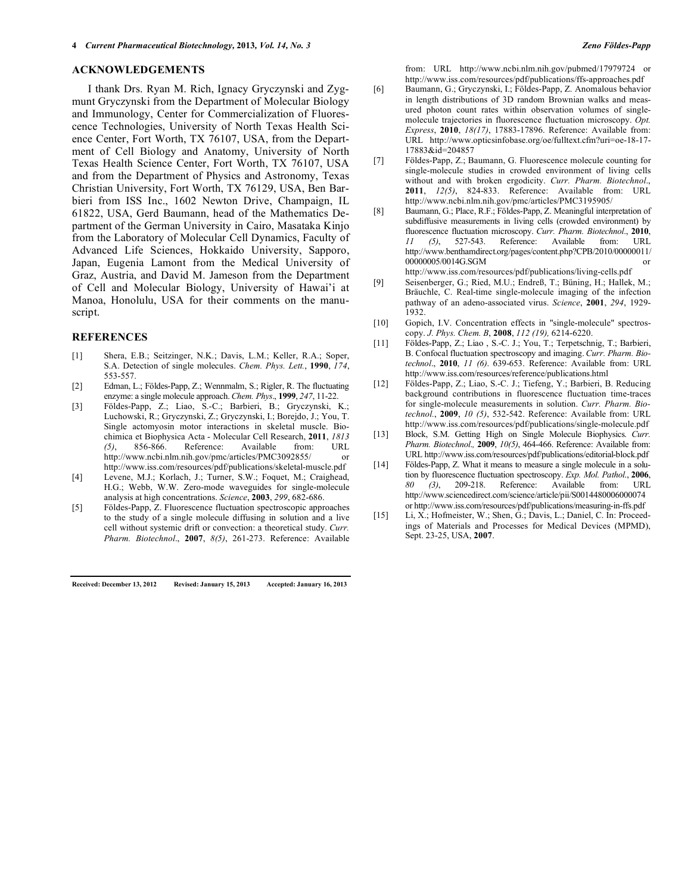## ACKNOWLEDGEMENTS

I thank Drs. Ryan M. Rich, Ignacy Gryczynski and Zygmunt Gryczynski from the Department of Molecular Biology and Immunology, Center for Commercialization of Fluorescence Technologies, University of North Texas Health Science Center, Fort Worth, TX 76107, USA, from the Department of Cell Biology and Anatomy, University of North Texas Health Science Center, Fort Worth, TX 76107, USA and from the Department of Physics and Astronomy, Texas Christian University, Fort Worth, TX 76129, USA, Ben Barbieri from ISS Inc., 1602 Newton Drive, Champaign, IL 61822, USA, Gerd Baumann, head of the Mathematics Department of the German University in Cairo, Masataka Kinjo from the Laboratory of Molecular Cell Dynamics, Faculty of Advanced Life Sciences, Hokkaido University, Sapporo, Japan, Eugenia Lamont from the Medical University of Graz, Austria, and David M. Jameson from the Department of Cell and Molecular Biology, University of Hawai'i at Manoa, Honolulu, USA for their comments on the manuscript.

## REFERENCES

[1] Shera, E.B.; Seitzinger, N.K.; Davis, L.M.; Keller, R.A.; Soper, S.A. Detection of single molecules. *Chem. Phys. Lett.*, **1990**, *174*, 553-557.

[2] Edman, L.; Földes-Papp, Z.; Wennmalm, S.; Rigler, R. The fluctuating enzyme: a single molecule approach. *Chem. Phys*., **1999**, *247*, 11-22.

[3] Földes-Papp, Z.; Liao, S.-C.; Barbieri, B.; Gryczynski, K.; Luchowski, R.; Gryczynski, Z.; Gryczynski, I.; Borejdo, J.; You, T. Single actomyosin motor interactions in skeletal muscle. Biochimica et Biophysica Acta - Molecular Cell Research, **2011**, *1813 (5)*, 856-866. Reference: Available from: URL http://www.ncbi.nlm.nih.gov/pmc/articles/PMC3092855/ or http://www.iss.com/resources/pdf/publications/skeletal-muscle.pdf

[4] Levene, M.J.; Korlach, J.; Turner, S.W.; Foquet, M.; Craighead, H.G.; Webb, W.W. Zero-mode waveguides for single-molecule analysis at high concentrations. *Science*, **2003**, *299*, 682-686.

[5] Földes-Papp, Z. Fluorescence fluctuation spectroscopic approaches to the study of a single molecule diffusing in solution and a live cell without systemic drift or convection: a theoretical study. *Curr. Pharm. Biotechnol*., **2007**, *8(5)*, 261-273. Reference: Available from: URL http://www.ncbi.nlm.nih.gov/pubmed/17979724 or http://www.iss.com/resources/pdf/publications/ffs-approaches.pdf

[6] Baumann, G.; Gryczynski, I.; Földes-Papp, Z. Anomalous behavior in length distributions of 3D random Brownian walks and measured photon count rates within observation volumes of single-molecule trajectories in fluorescence fluctuation microscopy. *Opt. Express*, **2010**, *18(17)*, 17883-17896. Reference: Available from: URL http://www.opticsinfobase.org/oe/fulltext.cfm?uri=oe-18-17-17883&id=204857

[7] Földes-Papp, Z.; Baumann, G. Fluorescence molecule counting for single-molecule studies in crowded environment of living cells without and with broken ergodicity. *Curr. Pharm. Biotechnol*., **2011**, *12(5)*, 824-833. Reference: Available from: URL http://www.ncbi.nlm.nih.gov/pmc/articles/PMC3195905/

[8] Baumann, G.; Place, R.F.; Földes-Papp, Z. Meaningful interpretation of subdiffusive measurements in living cells (crowded environment) by fluorescence fluctuation microscopy. *Curr. Pharm. Biotechnol*., **2010**, *11 (5)*, 527-543. Reference: Available from: URL http://www.benthamdirect.org/pages/content.php?CPB/2010/00000011/00000005/0014G.SGM or http://www.iss.com/resources/pdf/publications/living-cells.pdf

[9] Seisenberger, G.; Ried, M.U.; Endreß, T.; Büning, H.; Hallek, M.; Bräuchle, C. Real-time single-molecule imaging of the infection pathway of an adeno-associated virus. *Science*, **2001**, *294*, 1929-1932.

[10] Gopich, I.V. Concentration effects in "single-molecule" spectroscopy. *J. Phys. Chem. B*, **2008**, *112 (19),* 6214-6220.

[11] Földes-Papp, Z.; Liao , S.-C. J.; You, T.; Terpetschnig, T.; Barbieri, B. Confocal fluctuation spectroscopy and imaging. *Curr. Pharm. Biotechnol*., **2010**, *11 (6).* 639-653. Reference: Available from: URL http://www.iss.com/resources/reference/publications.html

[12] Földes-Papp, Z.; Liao, S.-C. J.; Tiefeng, Y.; Barbieri, B. Reducing background contributions in fluorescence fluctuation time-traces for single-molecule measurements in solution. *Curr. Pharm. Biotechnol.*, **2009**, *10 (5)*, 532-542. Reference: Available from: URL http://www.iss.com/resources/pdf/publications/single-molecule.pdf

[13] Block, S.M. Getting High on Single Molecule Biophysics. *Curr. Pharm. Biotechnol.,* **2009**, *10(5)*, 464-466. Reference: Available from: URL http://www.iss.com/resources/pdf/publications/editorial-block.pdf

[14] Földes-Papp, Z. What it means to measure a single molecule in a solution by fluorescence fluctuation spectroscopy. *Exp. Mol. Pathol*., **2006**, *80 (3)*, 209-218. Reference: Available from: URL http://www.sciencedirect.com/science/article/pii/S0014480006000074 or http://www.iss.com/resources/pdf/publications/measuring-in-ffs.pdf

[15] Li, X.; Hofmeister, W.; Shen, G.; Davis, L.; Daniel, C. In: Proceedings of Materials and Processes for Medical Devices (MPMD), Sept. 23-25, USA, **2007**.

**Received: December 13, 2012 Revised: January 15, 2013 Accepted: January 16, 2013**